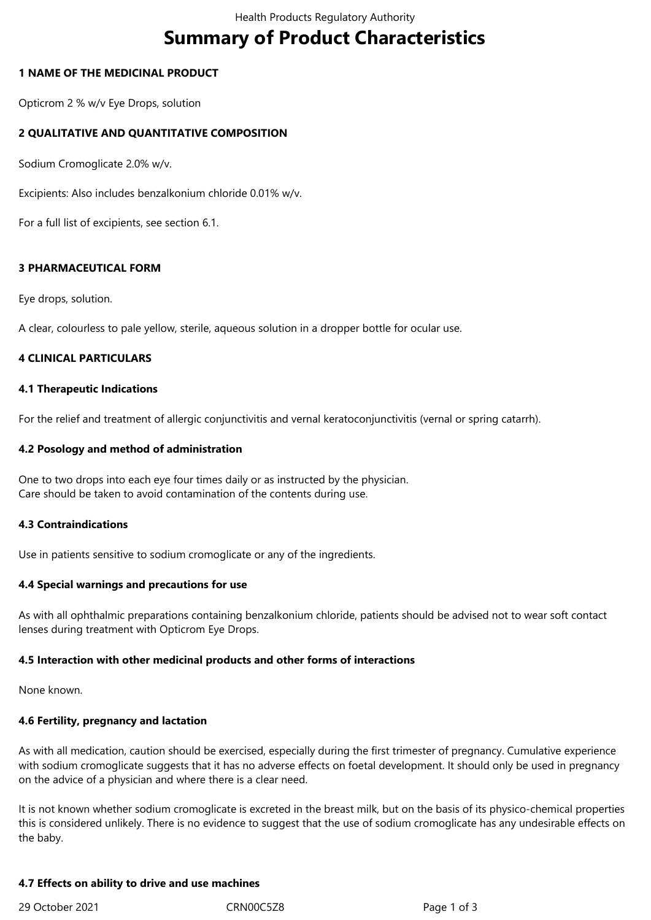# Summary of Product Characteristics

## 1 NAME OF THE MEDICINAL PRODUCT

Opticrom 2 % w/v Eye Drops, solution

## 2 QUALITATIVE AND QUANTITATIVE COMPOSITION

Sodium Cromoglicate 2.0% w/v.

Excipients: Also includes benzalkonium chloride 0.01% w/v.

For a full list of excipients, see section 6.1.

## 3 PHARMACEUTICAL FORM

Eye drops, solution.

A clear, colourless to pale yellow, sterile, aqueous solution in a dropper bottle for ocular use.

## 4 CLINICAL PARTICULARS

### 4.1 Therapeutic Indications

For the relief and treatment of allergic conjunctivitis and vernal keratoconjunctivitis (vernal or spring catarrh).

### 4.2 Posology and method of administration

One to two drops into each eye four times daily or as instructed by the physician.
Care should be taken to avoid contamination of the contents during use.

### 4.3 Contraindications

Use in patients sensitive to sodium cromoglicate or any of the ingredients.

### 4.4 Special warnings and precautions for use

As with all ophthalmic preparations containing benzalkonium chloride, patients should be advised not to wear soft contact lenses during treatment with Opticrom Eye Drops.

### 4.5 Interaction with other medicinal products and other forms of interactions

None known.

### 4.6 Fertility, pregnancy and lactation

As with all medication, caution should be exercised, especially during the first trimester of pregnancy. Cumulative experience with sodium cromoglicate suggests that it has no adverse effects on foetal development. It should only be used in pregnancy on the advice of a physician and where there is a clear need.

It is not known whether sodium cromoglicate is excreted in the breast milk, but on the basis of its physico-chemical properties this is considered unlikely. There is no evidence to suggest that the use of sodium cromoglicate has any undesirable effects on the baby.

### 4.7 Effects on ability to drive and use machines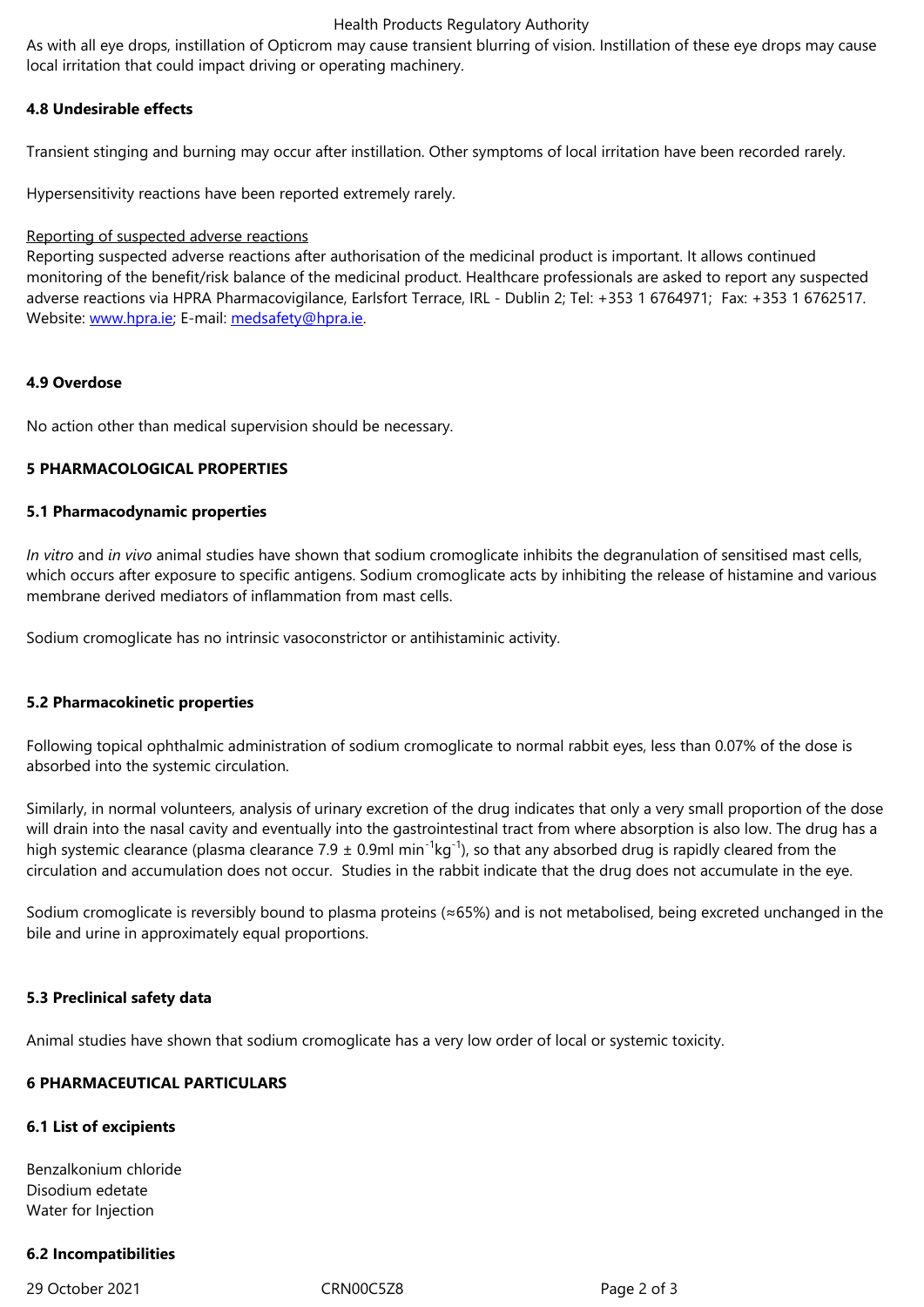As with all eye drops, instillation of Opticrom may cause transient blurring of vision. Instillation of these eye drops may cause local irritation that could impact driving or operating machinery.

**4.8 Undesirable effects**

Transient stinging and burning may occur after instillation. Other symptoms of local irritation have been recorded rarely.

Hypersensitivity reactions have been reported extremely rarely.

Reporting of suspected adverse reactions
Reporting suspected adverse reactions after authorisation of the medicinal product is important. It allows continued monitoring of the benefit/risk balance of the medicinal product. Healthcare professionals are asked to report any suspected adverse reactions via HPRA Pharmacovigilance, Earlsfort Terrace, IRL - Dublin 2; Tel: +353 1 6764971; Fax: +353 1 6762517. Website: www.hpra.ie; E-mail: medsafety@hpra.ie.

**4.9 Overdose**

No action other than medical supervision should be necessary.

**5 PHARMACOLOGICAL PROPERTIES**

**5.1 Pharmacodynamic properties**

*In vitro* and *in vivo* animal studies have shown that sodium cromoglicate inhibits the degranulation of sensitised mast cells, which occurs after exposure to specific antigens. Sodium cromoglicate acts by inhibiting the release of histamine and various membrane derived mediators of inflammation from mast cells.

Sodium cromoglicate has no intrinsic vasoconstrictor or antihistaminic activity.

**5.2 Pharmacokinetic properties**

Following topical ophthalmic administration of sodium cromoglicate to normal rabbit eyes, less than 0.07% of the dose is absorbed into the systemic circulation.

Similarly, in normal volunteers, analysis of urinary excretion of the drug indicates that only a very small proportion of the dose will drain into the nasal cavity and eventually into the gastrointestinal tract from where absorption is also low. The drug has a high systemic clearance (plasma clearance $7.9 \pm 0.9 ml\ min^{-1} kg^{-1}$), so that any absorbed drug is rapidly cleared from the circulation and accumulation does not occur. Studies in the rabbit indicate that the drug does not accumulate in the eye.

Sodium cromoglicate is reversibly bound to plasma proteins (≈65%) and is not metabolised, being excreted unchanged in the bile and urine in approximately equal proportions.

**5.3 Preclinical safety data**

Animal studies have shown that sodium cromoglicate has a very low order of local or systemic toxicity.

**6 PHARMACEUTICAL PARTICULARS**

**6.1 List of excipients**

Benzalkonium chloride
Disodium edetate
Water for Injection

**6.2 Incompatibilities**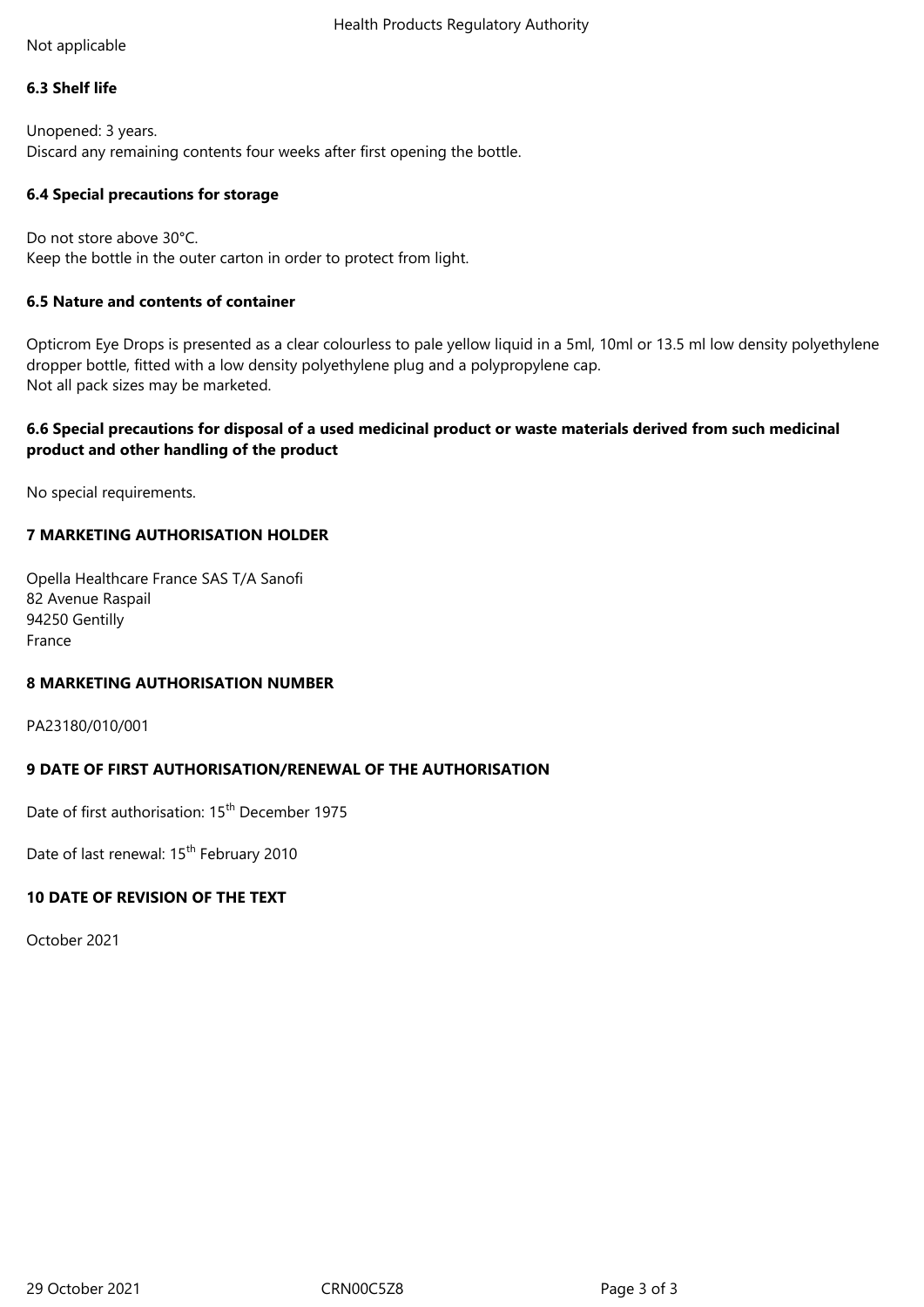Not applicable

### 6.3 Shelf life

Unopened: 3 years.
Discard any remaining contents four weeks after first opening the bottle.

### 6.4 Special precautions for storage

Do not store above 30°C.
Keep the bottle in the outer carton in order to protect from light.

### 6.5 Nature and contents of container

Opticrom Eye Drops is presented as a clear colourless to pale yellow liquid in a 5ml, 10ml or 13.5 ml low density polyethylene dropper bottle, fitted with a low density polyethylene plug and a polypropylene cap.
Not all pack sizes may be marketed.

### 6.6 Special precautions for disposal of a used medicinal product or waste materials derived from such medicinal product and other handling of the product

No special requirements.

## 7 MARKETING AUTHORISATION HOLDER

Opella Healthcare France SAS T/A Sanofi
82 Avenue Raspail
94250 Gentilly
France

## 8 MARKETING AUTHORISATION NUMBER

PA23180/010/001

## 9 DATE OF FIRST AUTHORISATION/RENEWAL OF THE AUTHORISATION

Date of first authorisation: 15th December 1975

Date of last renewal: 15th February 2010

## 10 DATE OF REVISION OF THE TEXT

October 2021